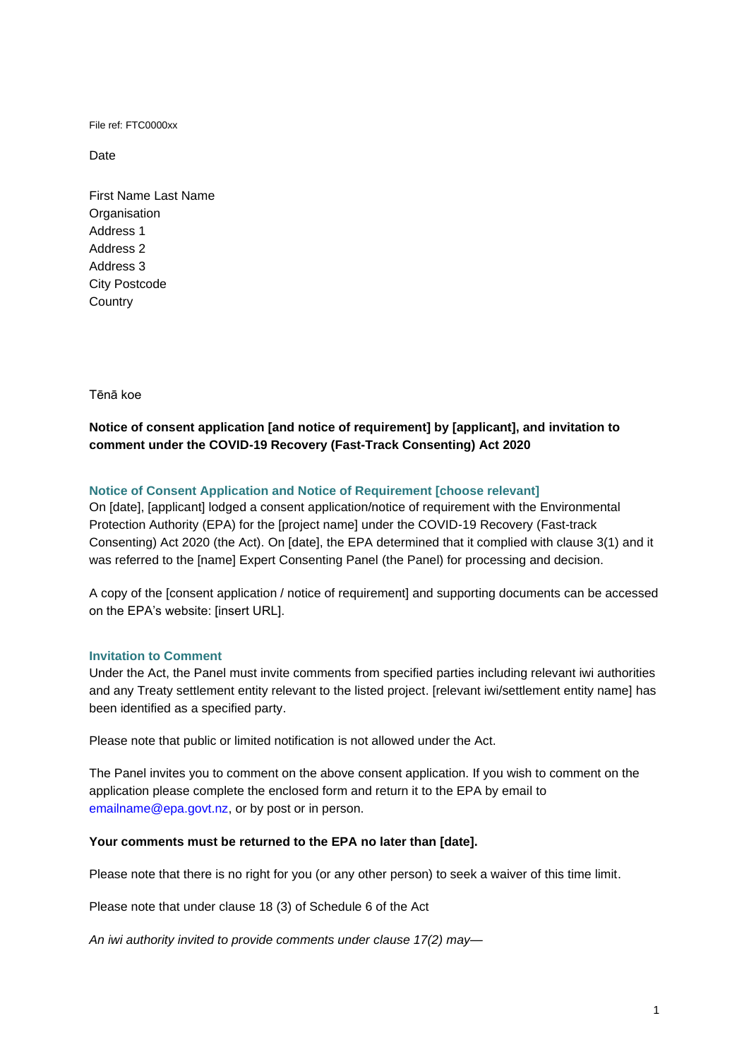File ref: FTC0000xx

Date

First Name Last Name
Organisation
Address 1
Address 2
Address 3
City Postcode
Country

Tēnā koe

**Notice of consent application [and notice of requirement] by [applicant], and invitation to comment under the COVID-19 Recovery (Fast-Track Consenting) Act 2020**

### Notice of Consent Application and Notice of Requirement [choose relevant]

On [date], [applicant] lodged a consent application/notice of requirement with the Environmental Protection Authority (EPA) for the [project name] under the COVID-19 Recovery (Fast-track Consenting) Act 2020 (the Act). On [date], the EPA determined that it complied with clause 3(1) and it was referred to the [name] Expert Consenting Panel (the Panel) for processing and decision.

A copy of the [consent application / notice of requirement] and supporting documents can be accessed on the EPA's website: [insert URL].

### Invitation to Comment

Under the Act, the Panel must invite comments from specified parties including relevant iwi authorities and any Treaty settlement entity relevant to the listed project. [relevant iwi/settlement entity name] has been identified as a specified party.

Please note that public or limited notification is not allowed under the Act.

The Panel invites you to comment on the above consent application. If you wish to comment on the application please complete the enclosed form and return it to the EPA by email to emailname@epa.govt.nz, or by post or in person.

**Your comments must be returned to the EPA no later than [date].**

Please note that there is no right for you (or any other person) to seek a waiver of this time limit.

Please note that under clause 18 (3) of Schedule 6 of the Act

*An iwi authority invited to provide comments under clause 17(2) may—*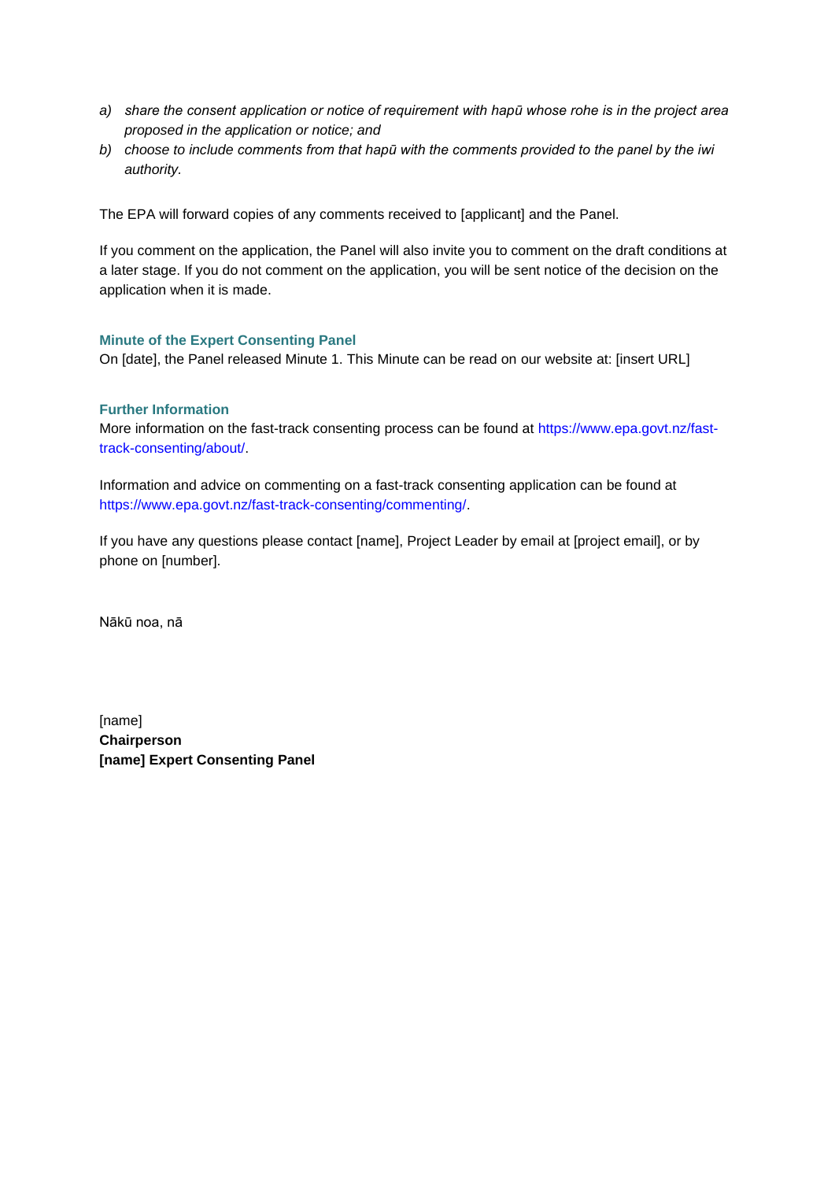*a) share the consent application or notice of requirement with hapū whose rohe is in the project area proposed in the application or notice; and*

*b) choose to include comments from that hapū with the comments provided to the panel by the iwi authority.*

The EPA will forward copies of any comments received to [applicant] and the Panel.

If you comment on the application, the Panel will also invite you to comment on the draft conditions at a later stage. If you do not comment on the application, you will be sent notice of the decision on the application when it is made.

### Minute of the Expert Consenting Panel

On [date], the Panel released Minute 1. This Minute can be read on our website at: [insert URL]

### Further Information

More information on the fast-track consenting process can be found at https://www.epa.govt.nz/fast-track-consenting/about/.

Information and advice on commenting on a fast-track consenting application can be found at https://www.epa.govt.nz/fast-track-consenting/commenting/.

If you have any questions please contact [name], Project Leader by email at [project email], or by phone on [number].

Nākū noa, nā

[name]
**Chairperson**
**[name] Expert Consenting Panel**